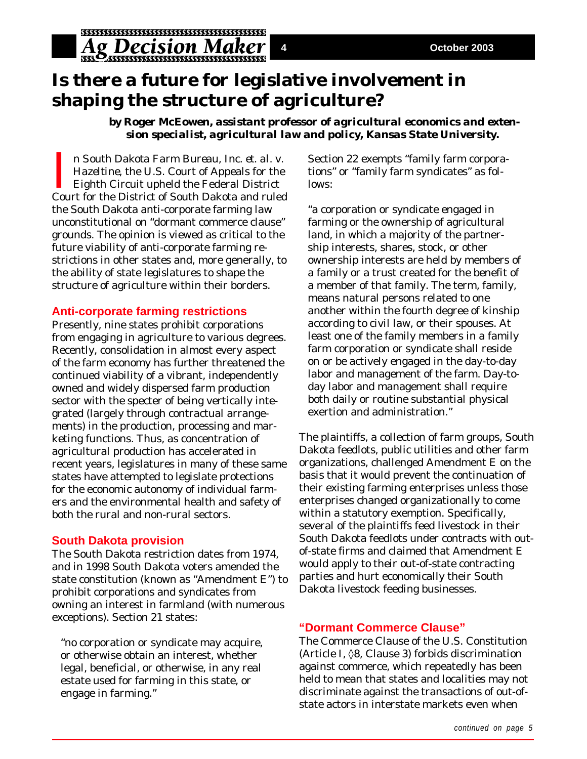# Is there a future for legislative involvement in shaping the structure of agriculture?

***by Roger McEowen, assistant professor of agricultural economics and extension specialist, agricultural law and policy, Kansas State University.***

In *South Dakota Farm Bureau, Inc. et. al. v. Hazeltine*, the U.S. Court of Appeals for the Eighth Circuit upheld the Federal District Court for the District of South Dakota and ruled the South Dakota anti-corporate farming law unconstitutional on "dormant commerce clause" grounds. The opinion is viewed as critical to the future viability of anti-corporate farming restrictions in other states and, more generally, to the ability of state legislatures to shape the structure of agriculture within their borders.

## Anti-corporate farming restrictions

Presently, nine states prohibit corporations from engaging in agriculture to various degrees. Recently, consolidation in almost every aspect of the farm economy has further threatened the continued viability of a vibrant, independently owned and widely dispersed farm production sector with the specter of being vertically integrated (largely through contractual arrangements) in the production, processing and marketing functions. Thus, as concentration of agricultural production has accelerated in recent years, legislatures in many of these same states have attempted to legislate protections for the economic autonomy of individual farmers and the environmental health and safety of both the rural and non-rural sectors.

## South Dakota provision

The South Dakota restriction dates from 1974, and in 1998 South Dakota voters amended the state constitution (known as "Amendment E") to prohibit corporations and syndicates from owning an interest in farmland (with numerous exceptions). Section 21 states:

> "no corporation or syndicate may acquire, or otherwise obtain an interest, whether legal, beneficial, or otherwise, in any real estate used for farming in this state, or engage in farming."

Section 22 exempts "family farm corporations" or "family farm syndicates" as follows:

> "a corporation or syndicate engaged in farming or the ownership of agricultural land, in which a majority of the partnership interests, shares, stock, or other ownership interests are held by members of a family or a trust created for the benefit of a member of that family. The term, family, means natural persons related to one another within the fourth degree of kinship according to civil law, or their spouses. At least one of the family members in a family farm corporation or syndicate shall reside on or be actively engaged in the day-to-day labor and management of the farm. Day-to-day labor and management shall require both daily or routine substantial physical exertion and administration."

The plaintiffs, a collection of farm groups, South Dakota feedlots, public utilities and other farm organizations, challenged Amendment E on the basis that it would prevent the continuation of their existing farming enterprises unless those enterprises changed organizationally to come within a statutory exemption. Specifically, several of the plaintiffs feed livestock in their South Dakota feedlots under contracts with out-of-state firms and claimed that Amendment E would apply to their out-of-state contracting parties and hurt economically their South Dakota livestock feeding businesses.

## "Dormant Commerce Clause"

The Commerce Clause of the U.S. Constitution (Article I, ◊8, Clause 3) forbids discrimination against commerce, which repeatedly has been held to mean that states and localities may not discriminate against the transactions of out-of-state actors in interstate markets even when

*continued on page 5*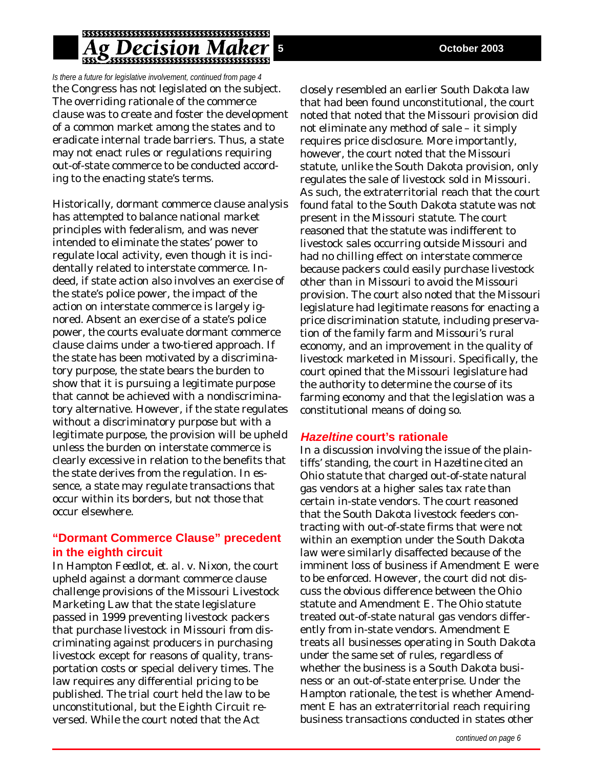*Is there a future for legislative involvement, continued from page 4*

the Congress has not legislated on the subject. The overriding rationale of the commerce clause was to create and foster the development of a common market among the states and to eradicate internal trade barriers. Thus, a state may not enact rules or regulations requiring out-of-state commerce to be conducted according to the enacting state's terms.

Historically, dormant commerce clause analysis has attempted to balance national market principles with federalism, and was never intended to eliminate the states' power to regulate local activity, even though it is incidentally related to interstate commerce. Indeed, if state action also involves an exercise of the state's police power, the impact of the action on interstate commerce is largely ignored. Absent an exercise of a state's police power, the courts evaluate dormant commerce clause claims under a two-tiered approach. If the state has been motivated by a discriminatory purpose, the state bears the burden to show that it is pursuing a legitimate purpose that cannot be achieved with a nondiscriminatory alternative. However, if the state regulates without a discriminatory purpose but with a legitimate purpose, the provision will be upheld unless the burden on interstate commerce is clearly excessive in relation to the benefits that the state derives from the regulation. In essence, a state may regulate transactions that occur within its borders, but not those that occur elsewhere.

## "Dormant Commerce Clause" precedent in the eighth circuit

In *Hampton Feedlot, et. al. v. Nixon*, the court upheld against a dormant commerce clause challenge provisions of the Missouri Livestock Marketing Law that the state legislature passed in 1999 preventing livestock packers that purchase livestock in Missouri from discriminating against producers in purchasing livestock except for reasons of quality, transportation costs or special delivery times. The law requires any differential pricing to be published. The trial court held the law to be unconstitutional, but the Eighth Circuit reversed. While the court noted that the Act closely resembled an earlier South Dakota law that had been found unconstitutional, the court noted that noted that the Missouri provision did not eliminate any method of sale – it simply requires price disclosure. More importantly, however, the court noted that the Missouri statute, unlike the South Dakota provision, only regulates the sale of livestock sold in Missouri. As such, the extraterritorial reach that the court found fatal to the South Dakota statute was not present in the Missouri statute. The court reasoned that the statute was indifferent to livestock sales occurring outside Missouri and had no chilling effect on interstate commerce because packers could easily purchase livestock other than in Missouri to avoid the Missouri provision. The court also noted that the Missouri legislature had legitimate reasons for enacting a price discrimination statute, including preservation of the family farm and Missouri's rural economy, and an improvement in the quality of livestock marketed in Missouri. Specifically, the court opined that the Missouri legislature had the authority to determine the course of its farming economy and that the legislation was a constitutional means of doing so.

## *Hazeltine* court's rationale

In a discussion involving the issue of the plaintiffs' standing, the court in *Hazeltine* cited an Ohio statute that charged out-of-state natural gas vendors at a higher sales tax rate than certain in-state vendors. The court reasoned that the South Dakota livestock feeders contracting with out-of-state firms that were not within an exemption under the South Dakota law were similarly disaffected because of the imminent loss of business if Amendment E were to be enforced. However, the court did not discuss the obvious difference between the Ohio statute and Amendment E. The Ohio statute treated out-of-state natural gas vendors differently from in-state vendors. Amendment E treats all businesses operating in South Dakota under the same set of rules, regardless of whether the business is a South Dakota business or an out-of-state enterprise. Under the *Hampton* rationale, the test is whether Amendment E has an extraterritorial reach requiring business transactions conducted in states other

*continued on page 6*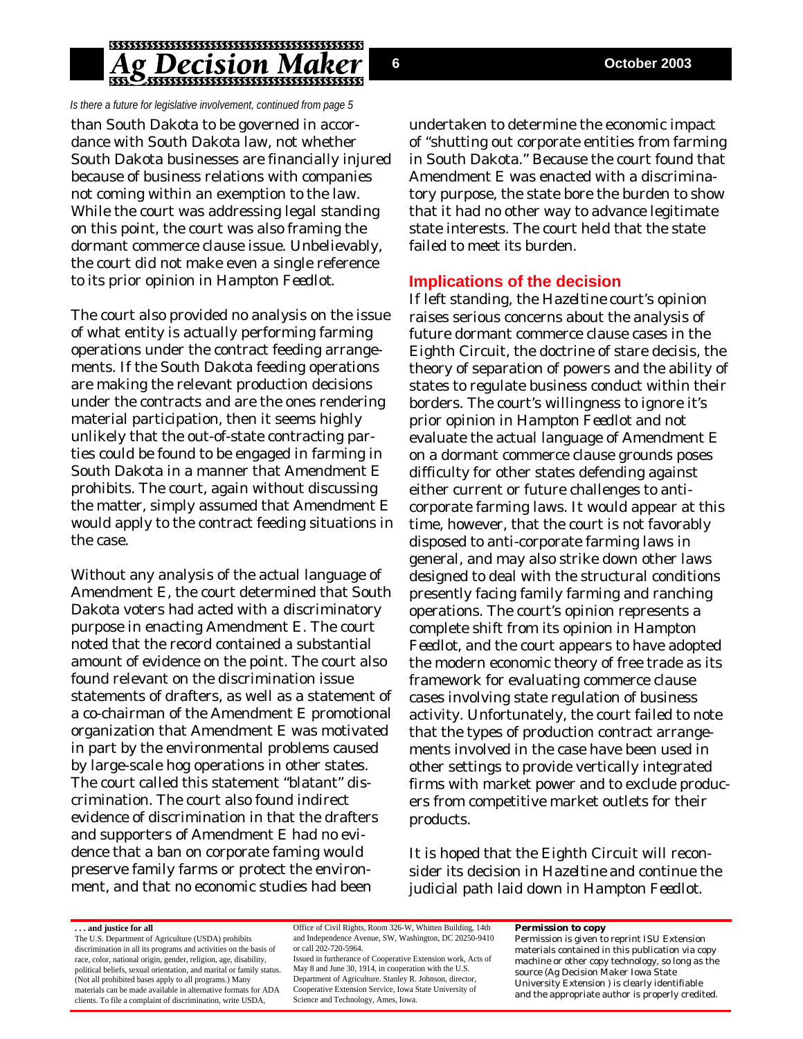*Is there a future for legislative involvement, continued from page 5*

than South Dakota to be governed in accordance with South Dakota law, not whether South Dakota businesses are financially injured because of business relations with companies not coming within an exemption to the law. While the court was addressing legal standing on this point, the court was also framing the dormant commerce clause issue. Unbelievably, the court did not make even a single reference to its prior opinion in *Hampton Feedlot*.

The court also provided no analysis on the issue of what entity is actually performing farming operations under the contract feeding arrangements. If the South Dakota feeding operations are making the relevant production decisions under the contracts and are the ones rendering material participation, then it seems highly unlikely that the out-of-state contracting parties could be found to be engaged in farming in South Dakota in a manner that Amendment E prohibits. The court, again without discussing the matter, simply assumed that Amendment E would apply to the contract feeding situations in the case.

Without any analysis of the actual language of Amendment E, the court determined that South Dakota voters had acted with a discriminatory purpose in enacting Amendment E. The court noted that the record contained a substantial amount of evidence on the point. The court also found relevant on the discrimination issue statements of drafters, as well as a statement of a co-chairman of the Amendment E promotional organization that Amendment E was motivated in part by the environmental problems caused by large-scale hog operations in other states. The court called this statement "blatant" discrimination. The court also found indirect evidence of discrimination in that the drafters and supporters of Amendment E had no evidence that a ban on corporate faming would preserve family farms or protect the environment, and that no economic studies had been undertaken to determine the economic impact of "shutting out corporate entities from farming in South Dakota." Because the court found that Amendment E was enacted with a discriminatory purpose, the state bore the burden to show that it had no other way to advance legitimate state interests. The court held that the state failed to meet its burden.

## Implications of the decision

If left standing, the *Hazeltine* court's opinion raises serious concerns about the analysis of future dormant commerce clause cases in the Eighth Circuit, the doctrine of stare decisis, the theory of separation of powers and the ability of states to regulate business conduct within their borders. The court's willingness to ignore it's prior opinion in *Hampton Feedlot* and not evaluate the actual language of Amendment E on a dormant commerce clause grounds poses difficulty for other states defending against either current or future challenges to anti-corporate farming laws. It would appear at this time, however, that the court is not favorably disposed to anti-corporate farming laws in general, and may also strike down other laws designed to deal with the structural conditions presently facing family farming and ranching operations. The court's opinion represents a complete shift from its opinion in *Hampton Feedlot*, and the court appears to have adopted the modern economic theory of free trade as its framework for evaluating commerce clause cases involving state regulation of business activity. Unfortunately, the court failed to note that the types of production contract arrangements involved in the case have been used in other settings to provide vertically integrated firms with market power and to exclude producers from competitive market outlets for their products.

It is hoped that the Eighth Circuit will reconsider its decision in *Hazeltine* and continue the judicial path laid down in *Hampton Feedlot*.

**. . . and justice for all**

The U.S. Department of Agriculture (USDA) prohibits discrimination in all its programs and activities on the basis of race, color, national origin, gender, religion, age, disability, political beliefs, sexual orientation, and marital or family status. (Not all prohibited bases apply to all programs.) Many materials can be made available in alternative formats for ADA clients. To file a complaint of discrimination, write USDA, Office of Civil Rights, Room 326-W, Whitten Building, 14th and Independence Avenue, SW, Washington, DC 20250-9410 or call 202-720-5964.

Issued in furtherance of Cooperative Extension work, Acts of May 8 and June 30, 1914, in cooperation with the U.S. Department of Agriculture. Stanley R. Johnson, director, Cooperative Extension Service, Iowa State University of Science and Technology, Ames, Iowa.

**Permission to copy**

Permission is given to reprint ISU Extension materials contained in this publication via copy machine or other copy technology, so long as the source (Ag Decision Maker Iowa State University Extension ) is clearly identifiable and the appropriate author is properly credited.